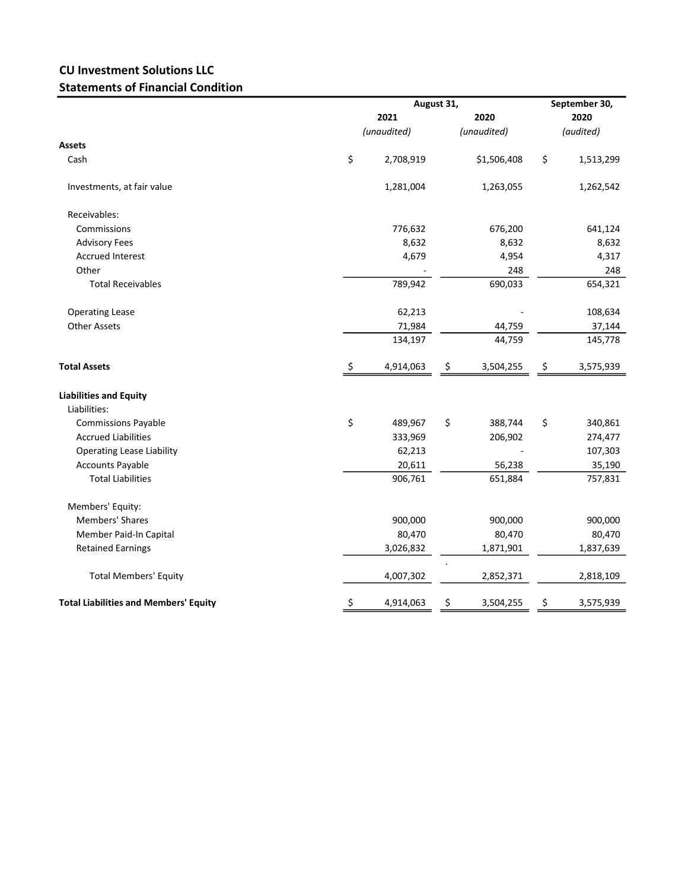## CU Investment Solutions LLC
## Statements of Financial Condition

| | August 31, 2021 *(unaudited)* | August 31, 2020 *(unaudited)* | September 30, 2020 *(audited)* |
|---|---|---|---|
| **Assets** | | | |
| Cash | $ 2,708,919 | $1,506,408 | $ 1,513,299 |
| Investments, at fair value | 1,281,004 | 1,263,055 | 1,262,542 |
| Receivables: | | | |
| Commissions | 776,632 | 676,200 | 641,124 |
| Advisory Fees | 8,632 | 8,632 | 8,632 |
| Accrued Interest | 4,679 | 4,954 | 4,317 |
| Other | - | 248 | 248 |
| Total Receivables | 789,942 | 690,033 | 654,321 |
| Operating Lease | 62,213 | - | 108,634 |
| Other Assets | 71,984 | 44,759 | 37,144 |
| | 134,197 | 44,759 | 145,778 |
| **Total Assets** | $ 4,914,063 | $ 3,504,255 | $ 3,575,939 |
| **Liabilities and Equity** | | | |
| Liabilities: | | | |
| Commissions Payable | $ 489,967 | $ 388,744 | $ 340,861 |
| Accrued Liabilities | 333,969 | 206,902 | 274,477 |
| Operating Lease Liability | 62,213 | - | 107,303 |
| Accounts Payable | 20,611 | 56,238 | 35,190 |
| Total Liabilities | 906,761 | 651,884 | 757,831 |
| Members' Equity: | | | |
| Members' Shares | 900,000 | 900,000 | 900,000 |
| Member Paid-In Capital | 80,470 | 80,470 | 80,470 |
| Retained Earnings | 3,026,832 | 1,871,901 | 1,837,639 |
| Total Members' Equity | 4,007,302 | 2,852,371 | 2,818,109 |
| **Total Liabilities and Members' Equity** | $ 4,914,063 | $ 3,504,255 | $ 3,575,939 |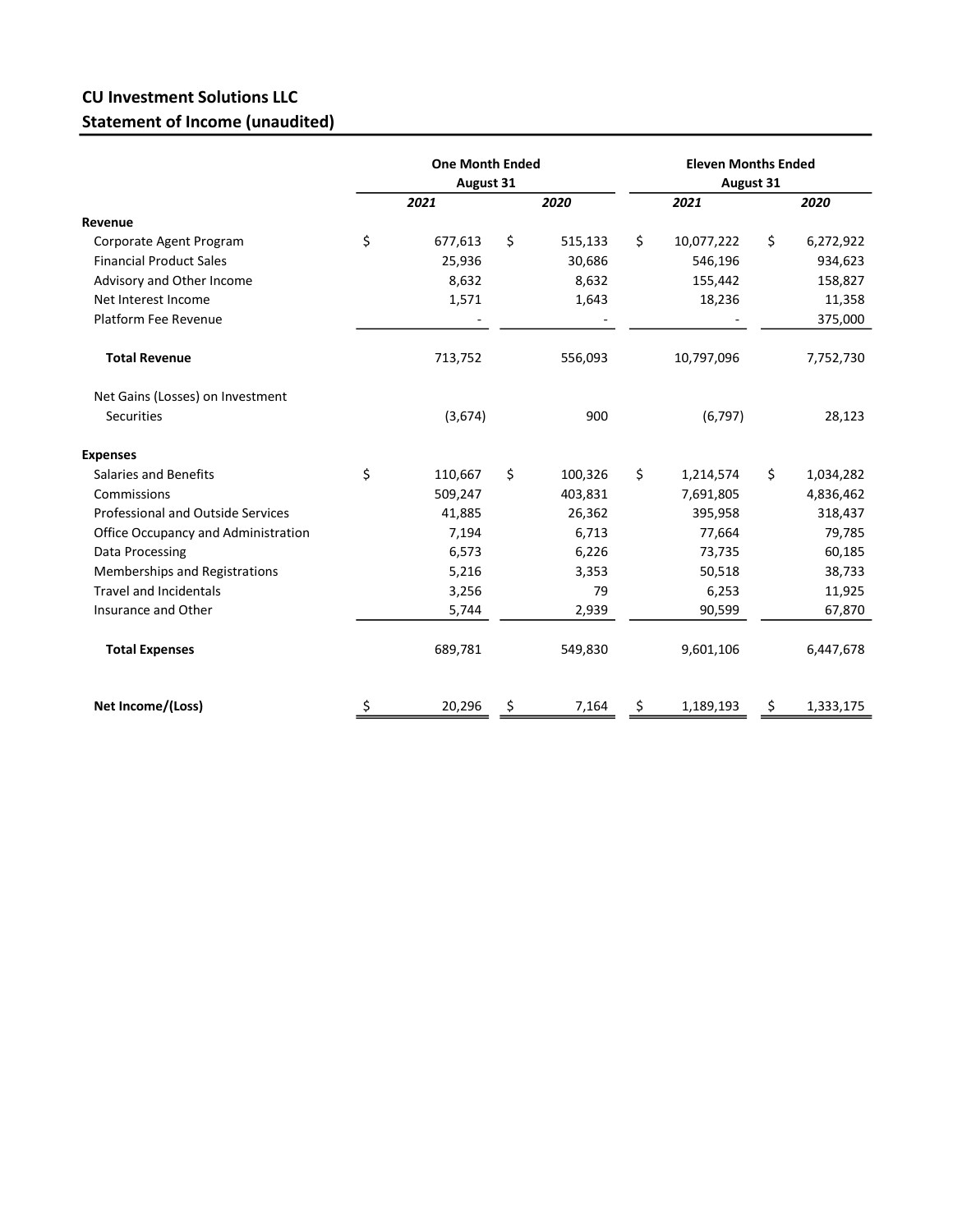**CU Investment Solutions LLC**
**Statement of Income (unaudited)**

| | One Month Ended August 31 | | Eleven Months Ended August 31 | |
|---|---|---|---|---|
| | *2021* | *2020* | *2021* | *2020* |
| **Revenue** | | | | |
| Corporate Agent Program | $ 677,613 | $ 515,133 | $ 10,077,222 | $ 6,272,922 |
| Financial Product Sales | 25,936 | 30,686 | 546,196 | 934,623 |
| Advisory and Other Income | 8,632 | 8,632 | 155,442 | 158,827 |
| Net Interest Income | 1,571 | 1,643 | 18,236 | 11,358 |
| Platform Fee Revenue | - | - | - | 375,000 |
| **Total Revenue** | 713,752 | 556,093 | 10,797,096 | 7,752,730 |
| Net Gains (Losses) on Investment Securities | (3,674) | 900 | (6,797) | 28,123 |
| **Expenses** | | | | |
| Salaries and Benefits | $ 110,667 | $ 100,326 | $ 1,214,574 | $ 1,034,282 |
| Commissions | 509,247 | 403,831 | 7,691,805 | 4,836,462 |
| Professional and Outside Services | 41,885 | 26,362 | 395,958 | 318,437 |
| Office Occupancy and Administration | 7,194 | 6,713 | 77,664 | 79,785 |
| Data Processing | 6,573 | 6,226 | 73,735 | 60,185 |
| Memberships and Registrations | 5,216 | 3,353 | 50,518 | 38,733 |
| Travel and Incidentals | 3,256 | 79 | 6,253 | 11,925 |
| Insurance and Other | 5,744 | 2,939 | 90,599 | 67,870 |
| **Total Expenses** | 689,781 | 549,830 | 9,601,106 | 6,447,678 |
| **Net Income/(Loss)** | $ 20,296 | $ 7,164 | $ 1,189,193 | $ 1,333,175 |